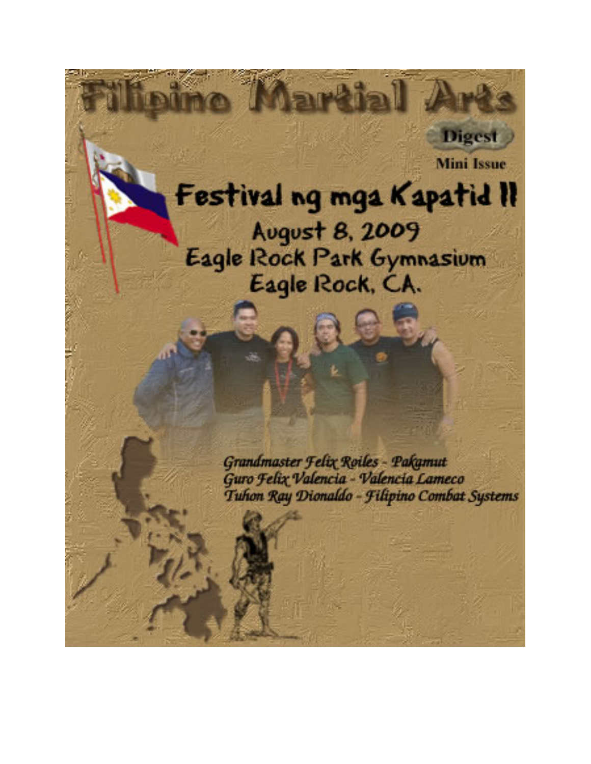# Filipino Martial Arts

**Digest**

**Mini Issue**

## Festival ng mga Kapatid II

August 8, 2009
Eagle Rock Park Gymnasium
Eagle Rock, CA.

*Grandmaster Felix Roiles - Pakamut*
*Guro Felix Valencia - Valencia Lameco*
*Tuhon Ray Dionaldo - Filipino Combat Systems*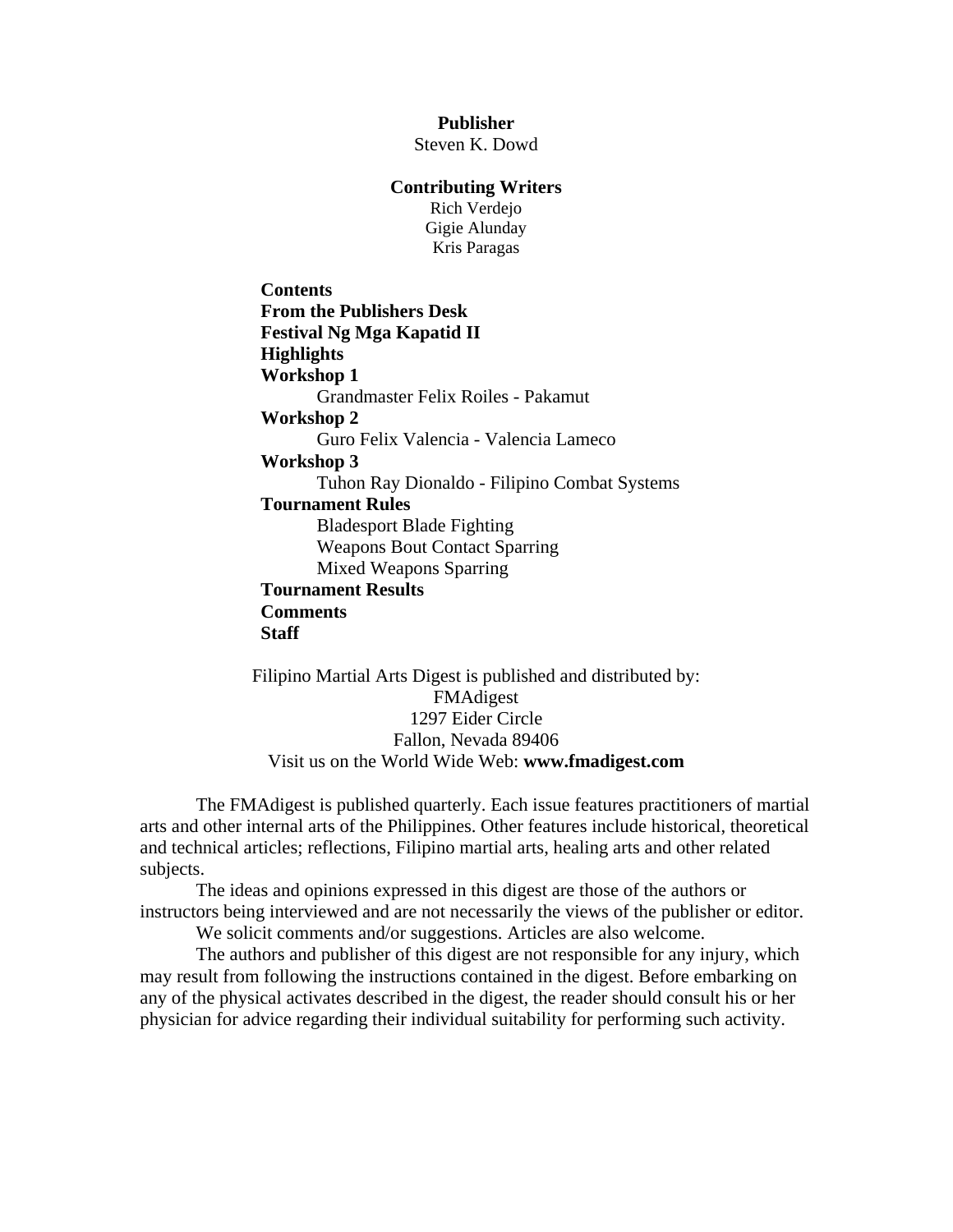**Publisher**
Steven K. Dowd

**Contributing Writers**
Rich Verdejo
Gigie Alunday
Kris Paragas

**Contents**
**From the Publishers Desk**
**Festival Ng Mga Kapatid II**
**Highlights**
**Workshop 1**
- Grandmaster Felix Roiles - Pakamut

**Workshop 2**
- Guro Felix Valencia - Valencia Lameco

**Workshop 3**
- Tuhon Ray Dionaldo - Filipino Combat Systems

**Tournament Rules**
- Bladesport Blade Fighting
- Weapons Bout Contact Sparring
- Mixed Weapons Sparring

**Tournament Results**
**Comments**
**Staff**

Filipino Martial Arts Digest is published and distributed by:
FMAdigest
1297 Eider Circle
Fallon, Nevada 89406
Visit us on the World Wide Web: **www.fmadigest.com**

The FMAdigest is published quarterly. Each issue features practitioners of martial arts and other internal arts of the Philippines. Other features include historical, theoretical and technical articles; reflections, Filipino martial arts, healing arts and other related subjects.

The ideas and opinions expressed in this digest are those of the authors or instructors being interviewed and are not necessarily the views of the publisher or editor.

We solicit comments and/or suggestions. Articles are also welcome.

The authors and publisher of this digest are not responsible for any injury, which may result from following the instructions contained in the digest. Before embarking on any of the physical activates described in the digest, the reader should consult his or her physician for advice regarding their individual suitability for performing such activity.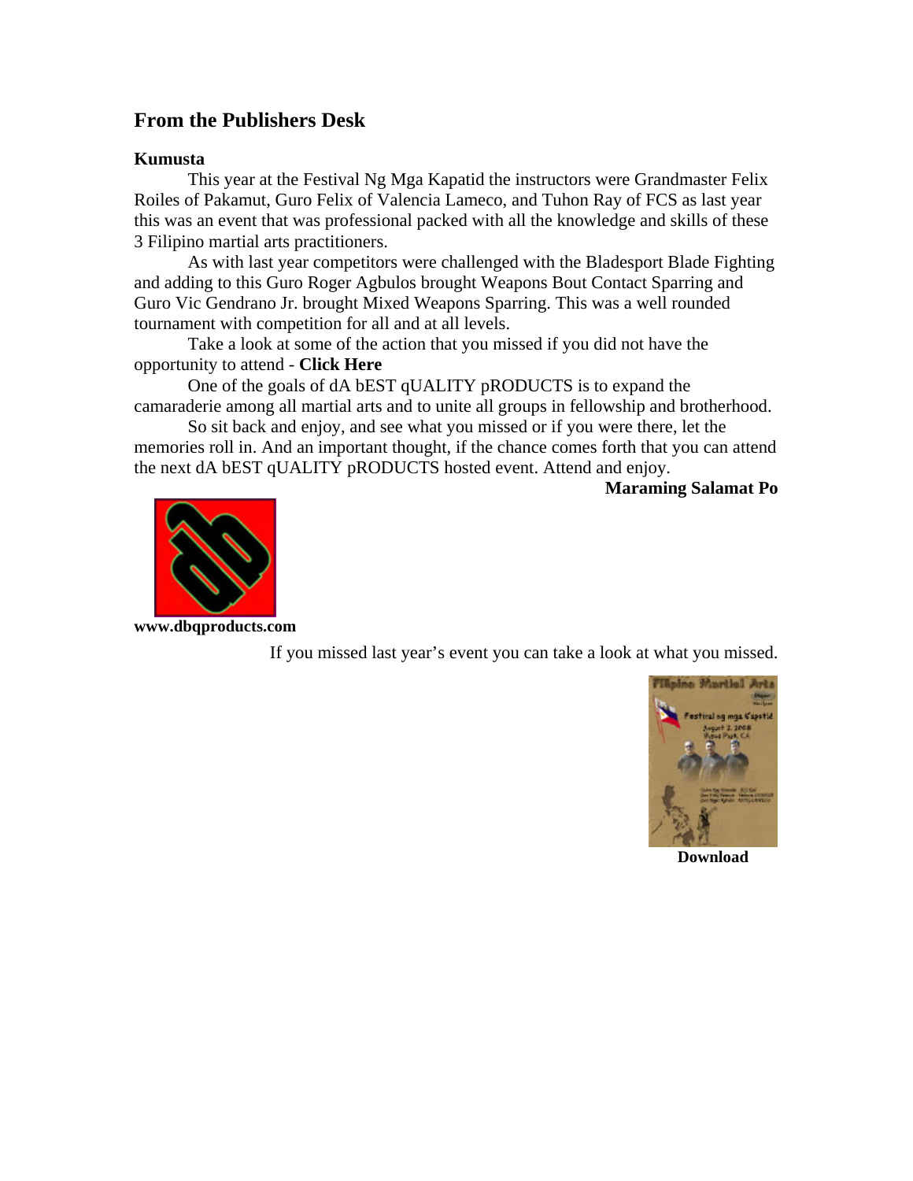## From the Publishers Desk

**Kumusta**

This year at the Festival Ng Mga Kapatid the instructors were Grandmaster Felix Roiles of Pakamut, Guro Felix of Valencia Lameco, and Tuhon Ray of FCS as last year this was an event that was professional packed with all the knowledge and skills of these 3 Filipino martial arts practitioners.

As with last year competitors were challenged with the Bladesport Blade Fighting and adding to this Guro Roger Agbulos brought Weapons Bout Contact Sparring and Guro Vic Gendrano Jr. brought Mixed Weapons Sparring. This was a well rounded tournament with competition for all and at all levels.

Take a look at some of the action that you missed if you did not have the opportunity to attend - **Click Here**

One of the goals of dA bEST qUALITY pRODUCTS is to expand the camaraderie among all martial arts and to unite all groups in fellowship and brotherhood.

So sit back and enjoy, and see what you missed or if you were there, let the memories roll in. And an important thought, if the chance comes forth that you can attend the next dA bEST qUALITY pRODUCTS hosted event. Attend and enjoy.

**Maraming Salamat Po**

**www.dbqproducts.com**

If you missed last year's event you can take a look at what you missed.

**Download**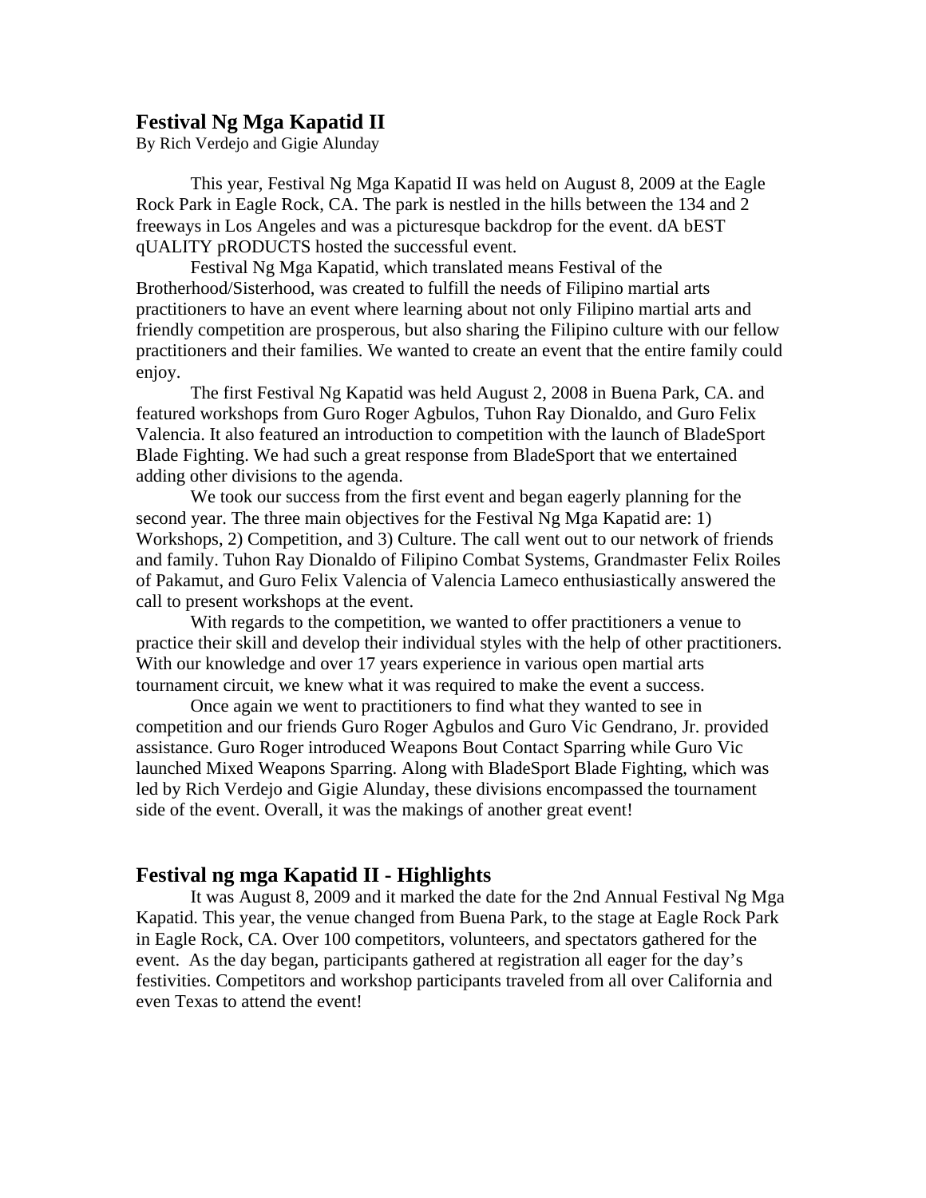## Festival Ng Mga Kapatid II

By Rich Verdejo and Gigie Alunday

This year, Festival Ng Mga Kapatid II was held on August 8, 2009 at the Eagle Rock Park in Eagle Rock, CA. The park is nestled in the hills between the 134 and 2 freeways in Los Angeles and was a picturesque backdrop for the event. dA bEST qUALITY pRODUCTS hosted the successful event.

Festival Ng Mga Kapatid, which translated means Festival of the Brotherhood/Sisterhood, was created to fulfill the needs of Filipino martial arts practitioners to have an event where learning about not only Filipino martial arts and friendly competition are prosperous, but also sharing the Filipino culture with our fellow practitioners and their families. We wanted to create an event that the entire family could enjoy.

The first Festival Ng Kapatid was held August 2, 2008 in Buena Park, CA. and featured workshops from Guro Roger Agbulos, Tuhon Ray Dionaldo, and Guro Felix Valencia. It also featured an introduction to competition with the launch of BladeSport Blade Fighting. We had such a great response from BladeSport that we entertained adding other divisions to the agenda.

We took our success from the first event and began eagerly planning for the second year. The three main objectives for the Festival Ng Mga Kapatid are: 1) Workshops, 2) Competition, and 3) Culture. The call went out to our network of friends and family. Tuhon Ray Dionaldo of Filipino Combat Systems, Grandmaster Felix Roiles of Pakamut, and Guro Felix Valencia of Valencia Lameco enthusiastically answered the call to present workshops at the event.

With regards to the competition, we wanted to offer practitioners a venue to practice their skill and develop their individual styles with the help of other practitioners. With our knowledge and over 17 years experience in various open martial arts tournament circuit, we knew what it was required to make the event a success.

Once again we went to practitioners to find what they wanted to see in competition and our friends Guro Roger Agbulos and Guro Vic Gendrano, Jr. provided assistance. Guro Roger introduced Weapons Bout Contact Sparring while Guro Vic launched Mixed Weapons Sparring. Along with BladeSport Blade Fighting, which was led by Rich Verdejo and Gigie Alunday, these divisions encompassed the tournament side of the event. Overall, it was the makings of another great event!

## Festival ng mga Kapatid II - Highlights

It was August 8, 2009 and it marked the date for the 2nd Annual Festival Ng Mga Kapatid. This year, the venue changed from Buena Park, to the stage at Eagle Rock Park in Eagle Rock, CA. Over 100 competitors, volunteers, and spectators gathered for the event. As the day began, participants gathered at registration all eager for the day's festivities. Competitors and workshop participants traveled from all over California and even Texas to attend the event!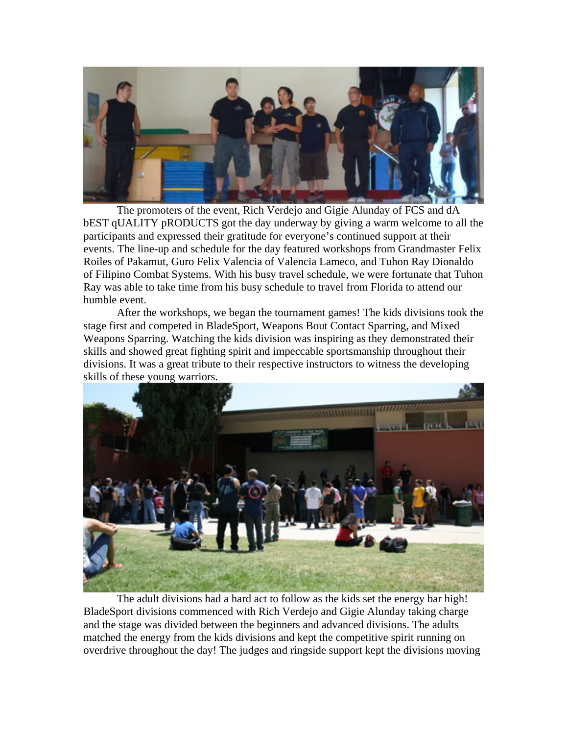The promoters of the event, Rich Verdejo and Gigie Alunday of FCS and dA bEST qUALITY pRODUCTS got the day underway by giving a warm welcome to all the participants and expressed their gratitude for everyone's continued support at their events. The line-up and schedule for the day featured workshops from Grandmaster Felix Roiles of Pakamut, Guro Felix Valencia of Valencia Lameco, and Tuhon Ray Dionaldo of Filipino Combat Systems. With his busy travel schedule, we were fortunate that Tuhon Ray was able to take time from his busy schedule to travel from Florida to attend our humble event.

After the workshops, we began the tournament games! The kids divisions took the stage first and competed in BladeSport, Weapons Bout Contact Sparring, and Mixed Weapons Sparring. Watching the kids division was inspiring as they demonstrated their skills and showed great fighting spirit and impeccable sportsmanship throughout their divisions. It was a great tribute to their respective instructors to witness the developing skills of these young warriors.

The adult divisions had a hard act to follow as the kids set the energy bar high! BladeSport divisions commenced with Rich Verdejo and Gigie Alunday taking charge and the stage was divided between the beginners and advanced divisions. The adults matched the energy from the kids divisions and kept the competitive spirit running on overdrive throughout the day! The judges and ringside support kept the divisions moving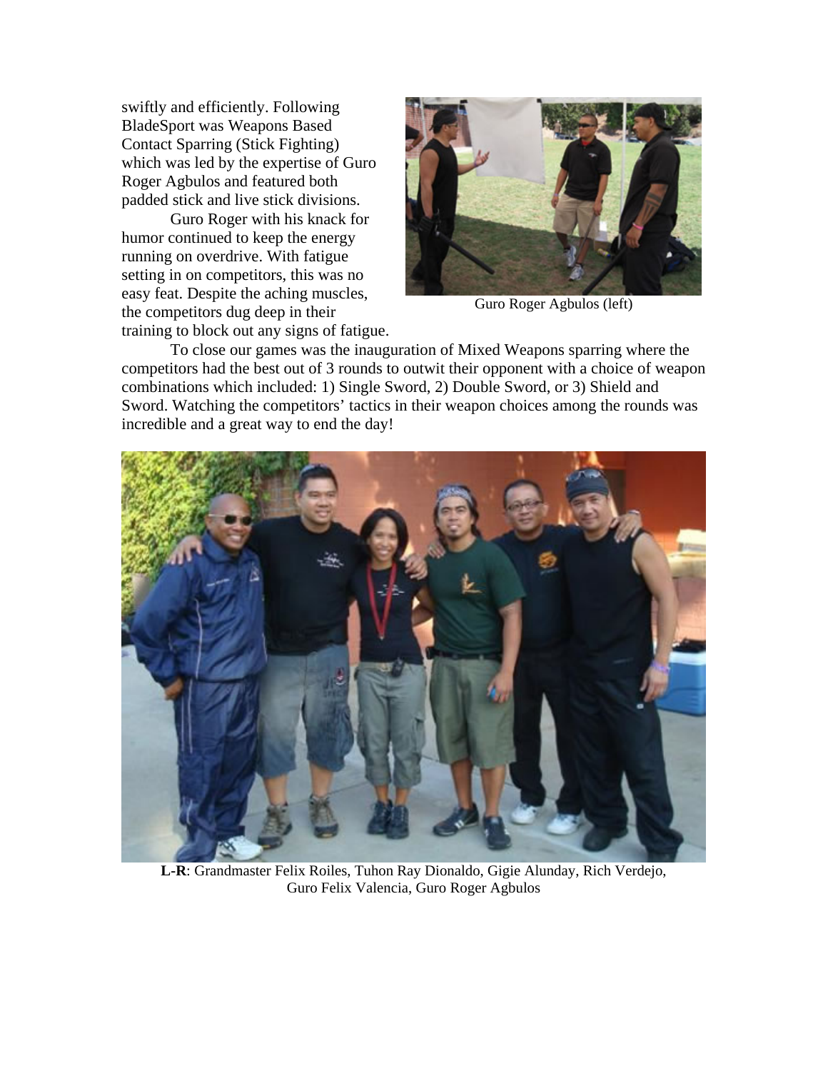swiftly and efficiently. Following BladeSport was Weapons Based Contact Sparring (Stick Fighting) which was led by the expertise of Guro Roger Agbulos and featured both padded stick and live stick divisions.

Guro Roger with his knack for humor continued to keep the energy running on overdrive. With fatigue setting in on competitors, this was no easy feat. Despite the aching muscles, the competitors dug deep in their training to block out any signs of fatigue.

Guro Roger Agbulos (left)

To close our games was the inauguration of Mixed Weapons sparring where the competitors had the best out of 3 rounds to outwit their opponent with a choice of weapon combinations which included: 1) Single Sword, 2) Double Sword, or 3) Shield and Sword. Watching the competitors' tactics in their weapon choices among the rounds was incredible and a great way to end the day!

**L-R**: Grandmaster Felix Roiles, Tuhon Ray Dionaldo, Gigie Alunday, Rich Verdejo, Guro Felix Valencia, Guro Roger Agbulos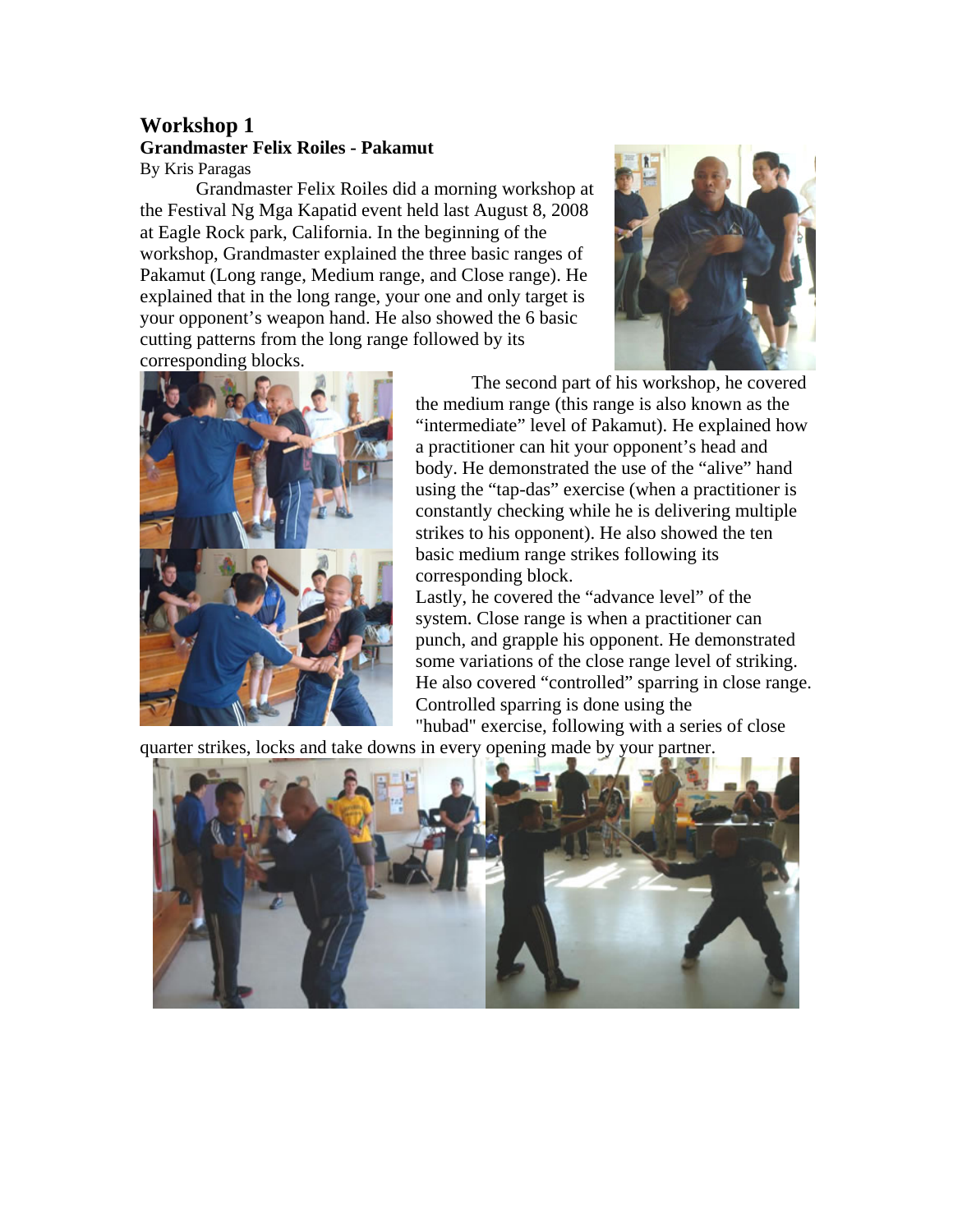## Workshop 1

### Grandmaster Felix Roiles - Pakamut

By Kris Paragas

Grandmaster Felix Roiles did a morning workshop at the Festival Ng Mga Kapatid event held last August 8, 2008 at Eagle Rock park, California. In the beginning of the workshop, Grandmaster explained the three basic ranges of Pakamut (Long range, Medium range, and Close range). He explained that in the long range, your one and only target is your opponent's weapon hand. He also showed the 6 basic cutting patterns from the long range followed by its corresponding blocks.

The second part of his workshop, he covered the medium range (this range is also known as the "intermediate" level of Pakamut). He explained how a practitioner can hit your opponent's head and body. He demonstrated the use of the "alive" hand using the "tap-das" exercise (when a practitioner is constantly checking while he is delivering multiple strikes to his opponent). He also showed the ten basic medium range strikes following its corresponding block.

Lastly, he covered the "advance level" of the system. Close range is when a practitioner can punch, and grapple his opponent. He demonstrated some variations of the close range level of striking. He also covered "controlled" sparring in close range. Controlled sparring is done using the "hubad" exercise, following with a series of close quarter strikes, locks and take downs in every opening made by your partner.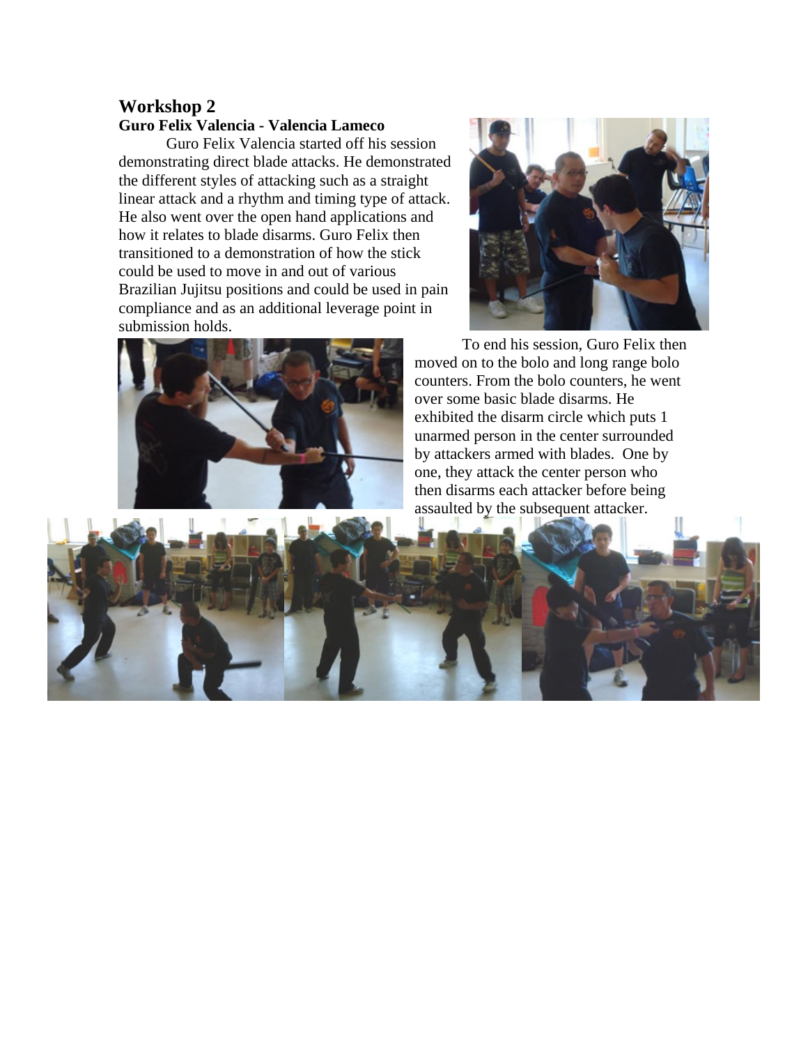## Workshop 2

**Guro Felix Valencia - Valencia Lameco**

Guro Felix Valencia started off his session demonstrating direct blade attacks. He demonstrated the different styles of attacking such as a straight linear attack and a rhythm and timing type of attack. He also went over the open hand applications and how it relates to blade disarms. Guro Felix then transitioned to a demonstration of how the stick could be used to move in and out of various Brazilian Jujitsu positions and could be used in pain compliance and as an additional leverage point in submission holds.

To end his session, Guro Felix then moved on to the bolo and long range bolo counters. From the bolo counters, he went over some basic blade disarms. He exhibited the disarm circle which puts 1 unarmed person in the center surrounded by attackers armed with blades. One by one, they attack the center person who then disarms each attacker before being assaulted by the subsequent attacker.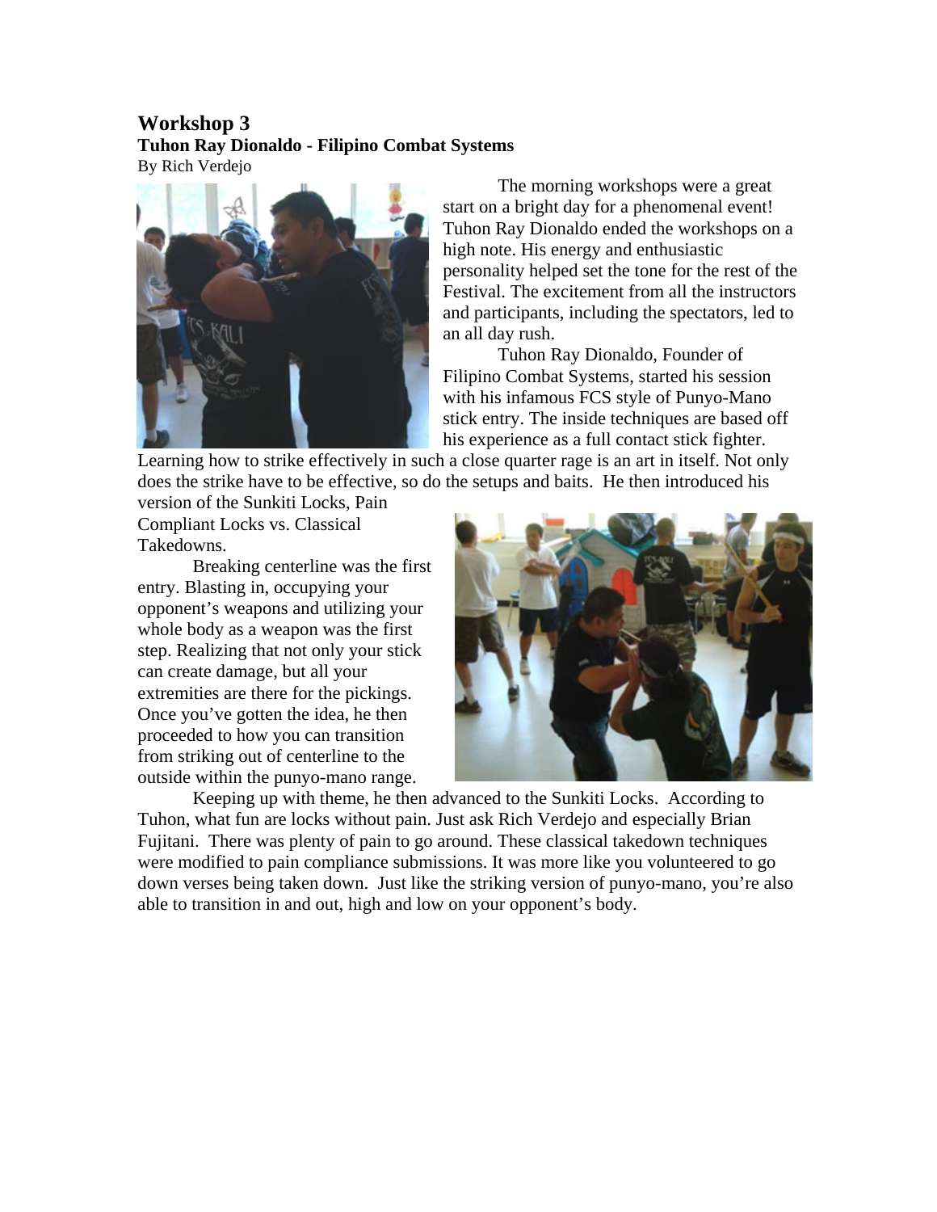## Workshop 3

**Tuhon Ray Dionaldo - Filipino Combat Systems**

By Rich Verdejo

The morning workshops were a great start on a bright day for a phenomenal event! Tuhon Ray Dionaldo ended the workshops on a high note. His energy and enthusiastic personality helped set the tone for the rest of the Festival. The excitement from all the instructors and participants, including the spectators, led to an all day rush.

Tuhon Ray Dionaldo, Founder of Filipino Combat Systems, started his session with his infamous FCS style of Punyo-Mano stick entry. The inside techniques are based off his experience as a full contact stick fighter. Learning how to strike effectively in such a close quarter rage is an art in itself. Not only does the strike have to be effective, so do the setups and baits. He then introduced his version of the Sunkiti Locks, Pain Compliant Locks vs. Classical Takedowns.

Breaking centerline was the first entry. Blasting in, occupying your opponent's weapons and utilizing your whole body as a weapon was the first step. Realizing that not only your stick can create damage, but all your extremities are there for the pickings. Once you've gotten the idea, he then proceeded to how you can transition from striking out of centerline to the outside within the punyo-mano range.

Keeping up with theme, he then advanced to the Sunkiti Locks. According to Tuhon, what fun are locks without pain. Just ask Rich Verdejo and especially Brian Fujitani. There was plenty of pain to go around. These classical takedown techniques were modified to pain compliance submissions. It was more like you volunteered to go down verses being taken down. Just like the striking version of punyo-mano, you're also able to transition in and out, high and low on your opponent's body.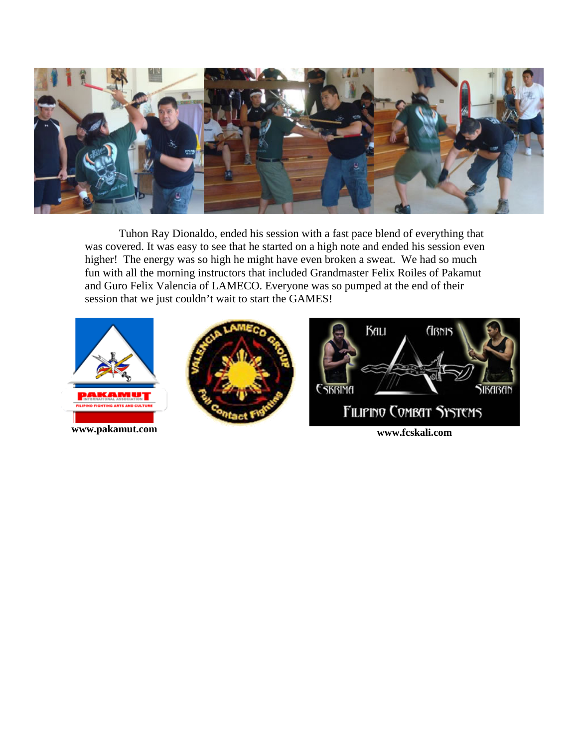Tuhon Ray Dionaldo, ended his session with a fast pace blend of everything that was covered. It was easy to see that he started on a high note and ended his session even higher! The energy was so high he might have even broken a sweat. We had so much fun with all the morning instructors that included Grandmaster Felix Roiles of Pakamut and Guro Felix Valencia of LAMECO. Everyone was so pumped at the end of their session that we just couldn't wait to start the GAMES!

**www.pakamut.com**

**www.fcskali.com**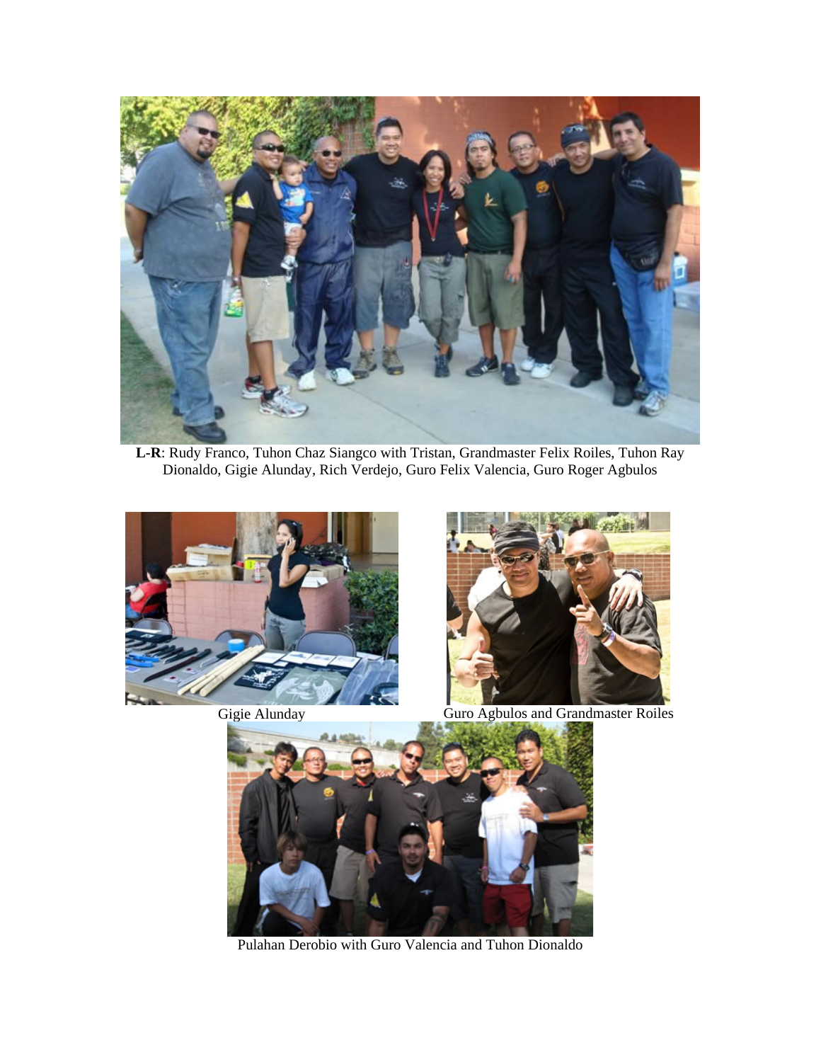**L-R**: Rudy Franco, Tuhon Chaz Siangco with Tristan, Grandmaster Felix Roiles, Tuhon Ray Dionaldo, Gigie Alunday, Rich Verdejo, Guro Felix Valencia, Guro Roger Agbulos

Gigie Alunday

Guro Agbulos and Grandmaster Roiles

Pulahan Derobio with Guro Valencia and Tuhon Dionaldo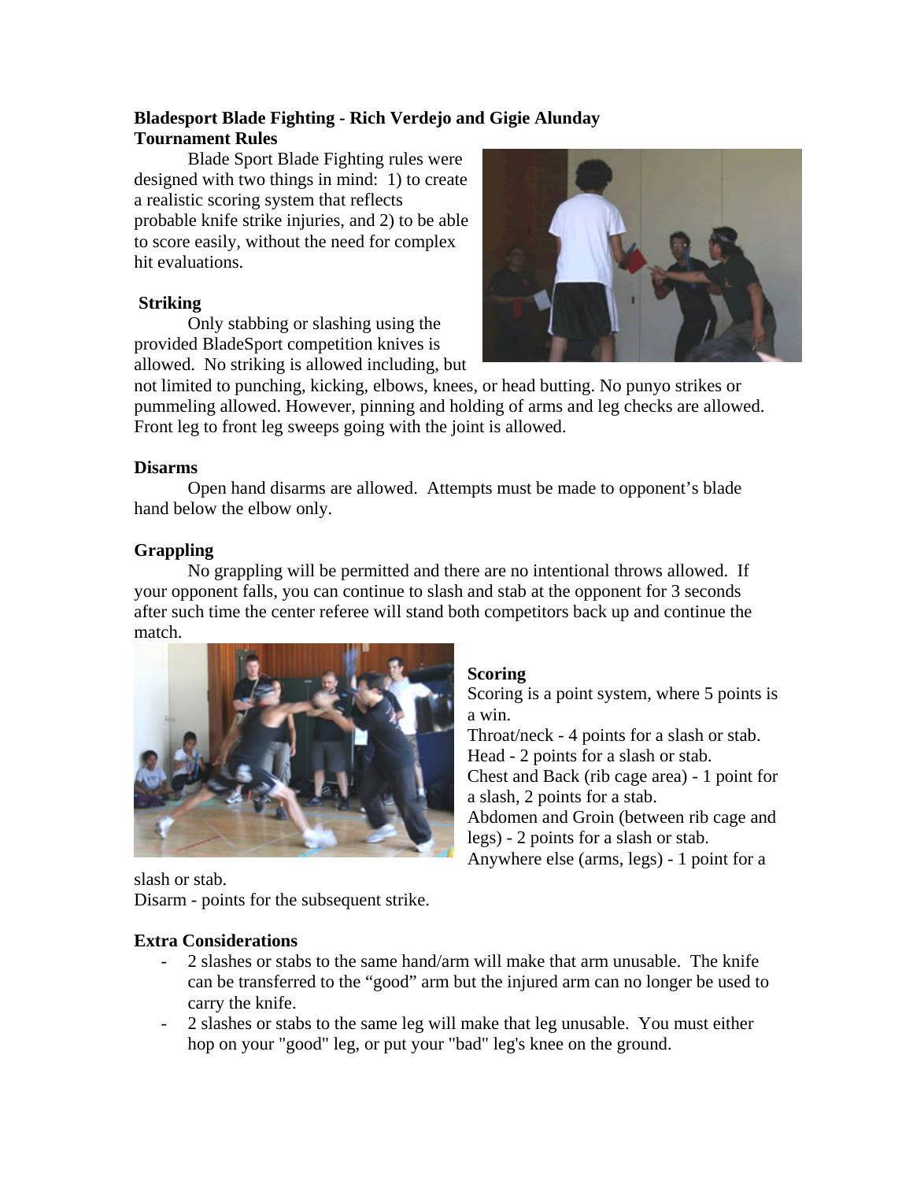**Bladesport Blade Fighting - Rich Verdejo and Gigie Alunday**
**Tournament Rules**

Blade Sport Blade Fighting rules were designed with two things in mind: 1) to create a realistic scoring system that reflects probable knife strike injuries, and 2) to be able to score easily, without the need for complex hit evaluations.

**Striking**

Only stabbing or slashing using the provided BladeSport competition knives is allowed. No striking is allowed including, but not limited to punching, kicking, elbows, knees, or head butting. No punyo strikes or pummeling allowed. However, pinning and holding of arms and leg checks are allowed. Front leg to front leg sweeps going with the joint is allowed.

**Disarms**

Open hand disarms are allowed. Attempts must be made to opponent's blade hand below the elbow only.

**Grappling**

No grappling will be permitted and there are no intentional throws allowed. If your opponent falls, you can continue to slash and stab at the opponent for 3 seconds after such time the center referee will stand both competitors back up and continue the match.

**Scoring**

Scoring is a point system, where 5 points is a win.
Throat/neck - 4 points for a slash or stab.
Head - 2 points for a slash or stab.
Chest and Back (rib cage area) - 1 point for a slash, 2 points for a stab.
Abdomen and Groin (between rib cage and legs) - 2 points for a slash or stab.
Anywhere else (arms, legs) - 1 point for a slash or stab.
Disarm - points for the subsequent strike.

**Extra Considerations**

- 2 slashes or stabs to the same hand/arm will make that arm unusable. The knife can be transferred to the "good" arm but the injured arm can no longer be used to carry the knife.
- 2 slashes or stabs to the same leg will make that leg unusable. You must either hop on your "good" leg, or put your "bad" leg's knee on the ground.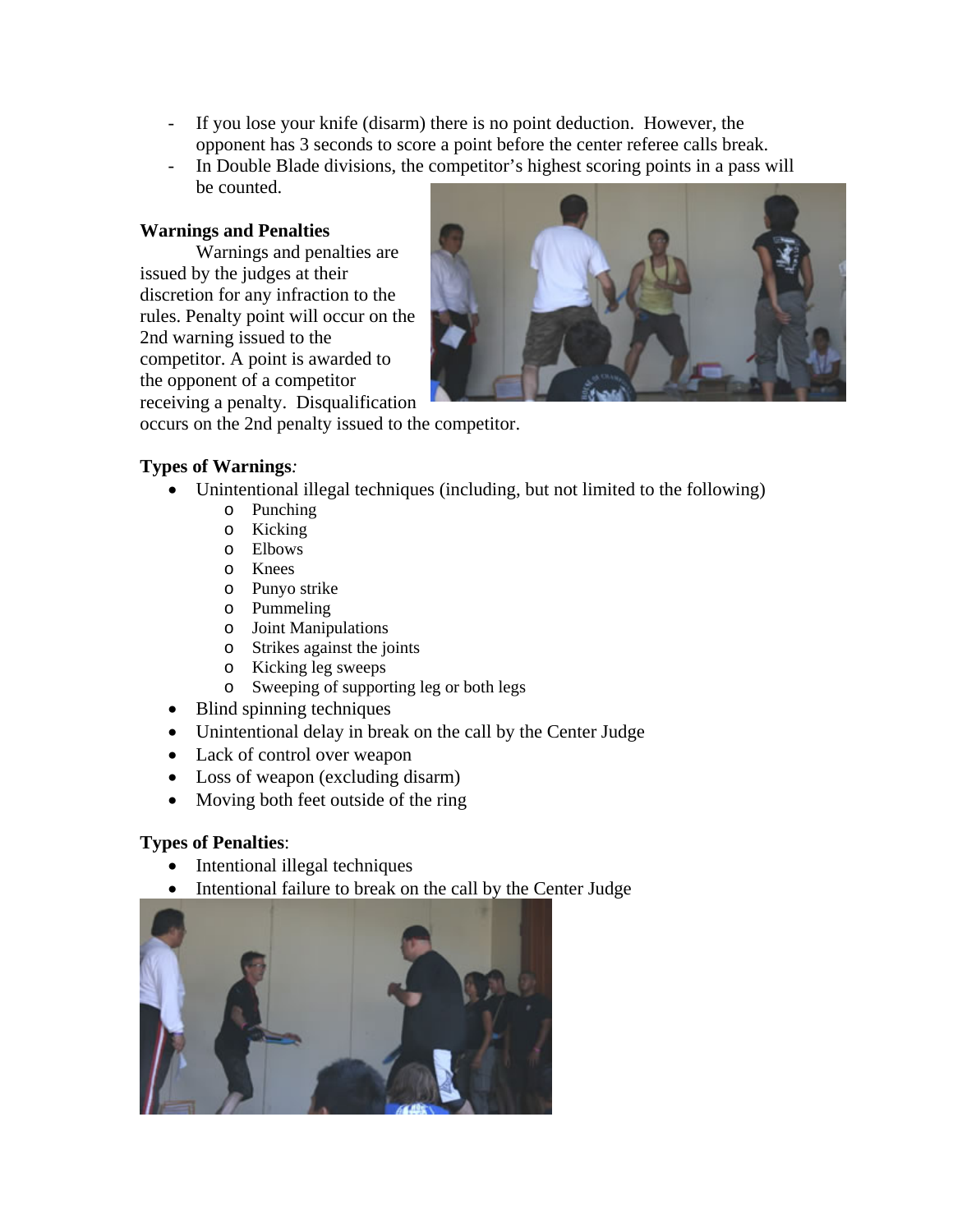- If you lose your knife (disarm) there is no point deduction. However, the opponent has 3 seconds to score a point before the center referee calls break.
- In Double Blade divisions, the competitor's highest scoring points in a pass will be counted.

**Warnings and Penalties**

Warnings and penalties are issued by the judges at their discretion for any infraction to the rules. Penalty point will occur on the 2nd warning issued to the competitor. A point is awarded to the opponent of a competitor receiving a penalty. Disqualification occurs on the 2nd penalty issued to the competitor.

**Types of Warnings***:*

- Unintentional illegal techniques (including, but not limited to the following)
  - Punching
  - Kicking
  - Elbows
  - Knees
  - Punyo strike
  - Pummeling
  - Joint Manipulations
  - Strikes against the joints
  - Kicking leg sweeps
  - Sweeping of supporting leg or both legs
- Blind spinning techniques
- Unintentional delay in break on the call by the Center Judge
- Lack of control over weapon
- Loss of weapon (excluding disarm)
- Moving both feet outside of the ring

**Types of Penalties**:

- Intentional illegal techniques
- Intentional failure to break on the call by the Center Judge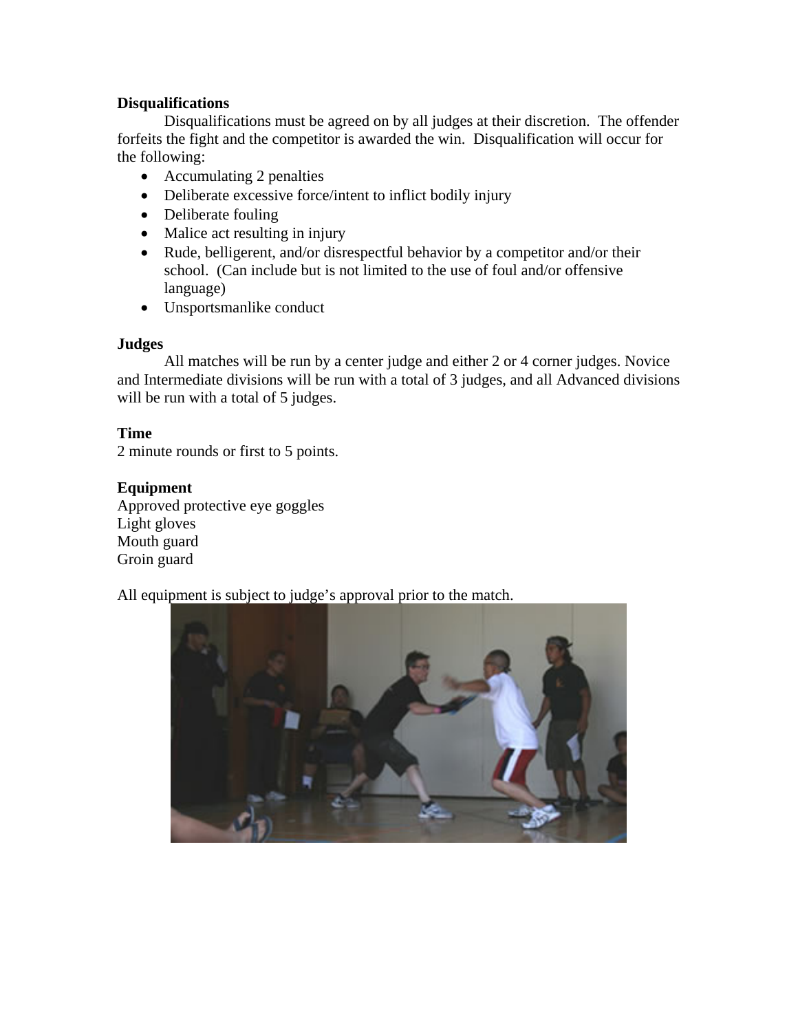**Disqualifications**

Disqualifications must be agreed on by all judges at their discretion. The offender forfeits the fight and the competitor is awarded the win. Disqualification will occur for the following:

- Accumulating 2 penalties
- Deliberate excessive force/intent to inflict bodily injury
- Deliberate fouling
- Malice act resulting in injury
- Rude, belligerent, and/or disrespectful behavior by a competitor and/or their school. (Can include but is not limited to the use of foul and/or offensive language)
- Unsportsmanlike conduct

**Judges**

All matches will be run by a center judge and either 2 or 4 corner judges. Novice and Intermediate divisions will be run with a total of 3 judges, and all Advanced divisions will be run with a total of 5 judges.

**Time**

2 minute rounds or first to 5 points.

**Equipment**

Approved protective eye goggles
Light gloves
Mouth guard
Groin guard

All equipment is subject to judge's approval prior to the match.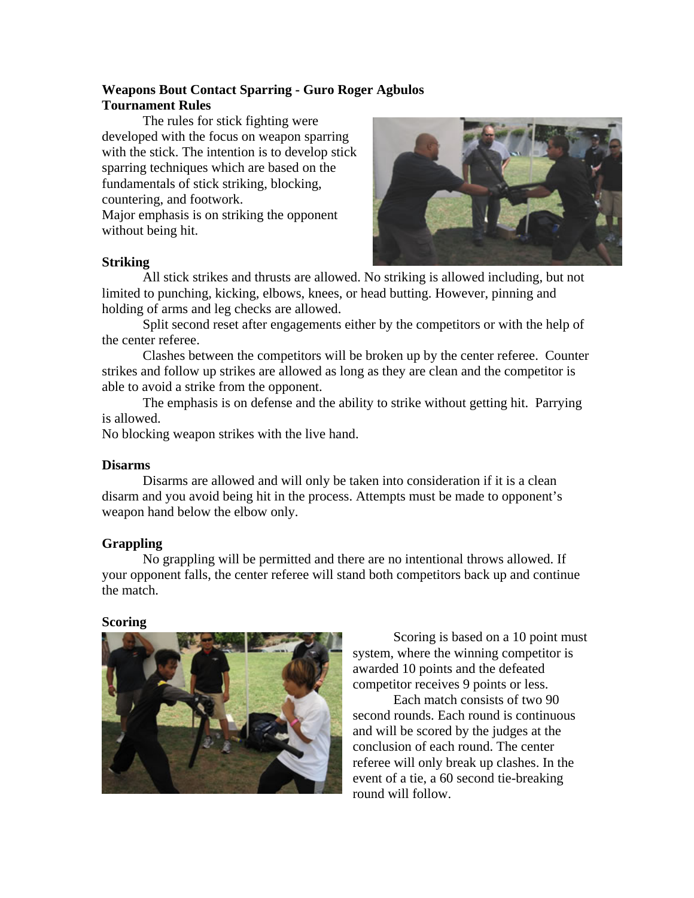**Weapons Bout Contact Sparring - Guro Roger Agbulos**
**Tournament Rules**

The rules for stick fighting were developed with the focus on weapon sparring with the stick. The intention is to develop stick sparring techniques which are based on the fundamentals of stick striking, blocking, countering, and footwork.
Major emphasis is on striking the opponent without being hit.

**Striking**

All stick strikes and thrusts are allowed. No striking is allowed including, but not limited to punching, kicking, elbows, knees, or head butting. However, pinning and holding of arms and leg checks are allowed.

Split second reset after engagements either by the competitors or with the help of the center referee.

Clashes between the competitors will be broken up by the center referee. Counter strikes and follow up strikes are allowed as long as they are clean and the competitor is able to avoid a strike from the opponent.

The emphasis is on defense and the ability to strike without getting hit. Parrying is allowed.
No blocking weapon strikes with the live hand.

**Disarms**

Disarms are allowed and will only be taken into consideration if it is a clean disarm and you avoid being hit in the process. Attempts must be made to opponent's weapon hand below the elbow only.

**Grappling**

No grappling will be permitted and there are no intentional throws allowed. If your opponent falls, the center referee will stand both competitors back up and continue the match.

**Scoring**

Scoring is based on a 10 point must system, where the winning competitor is awarded 10 points and the defeated competitor receives 9 points or less.

Each match consists of two 90 second rounds. Each round is continuous and will be scored by the judges at the conclusion of each round. The center referee will only break up clashes. In the event of a tie, a 60 second tie-breaking round will follow.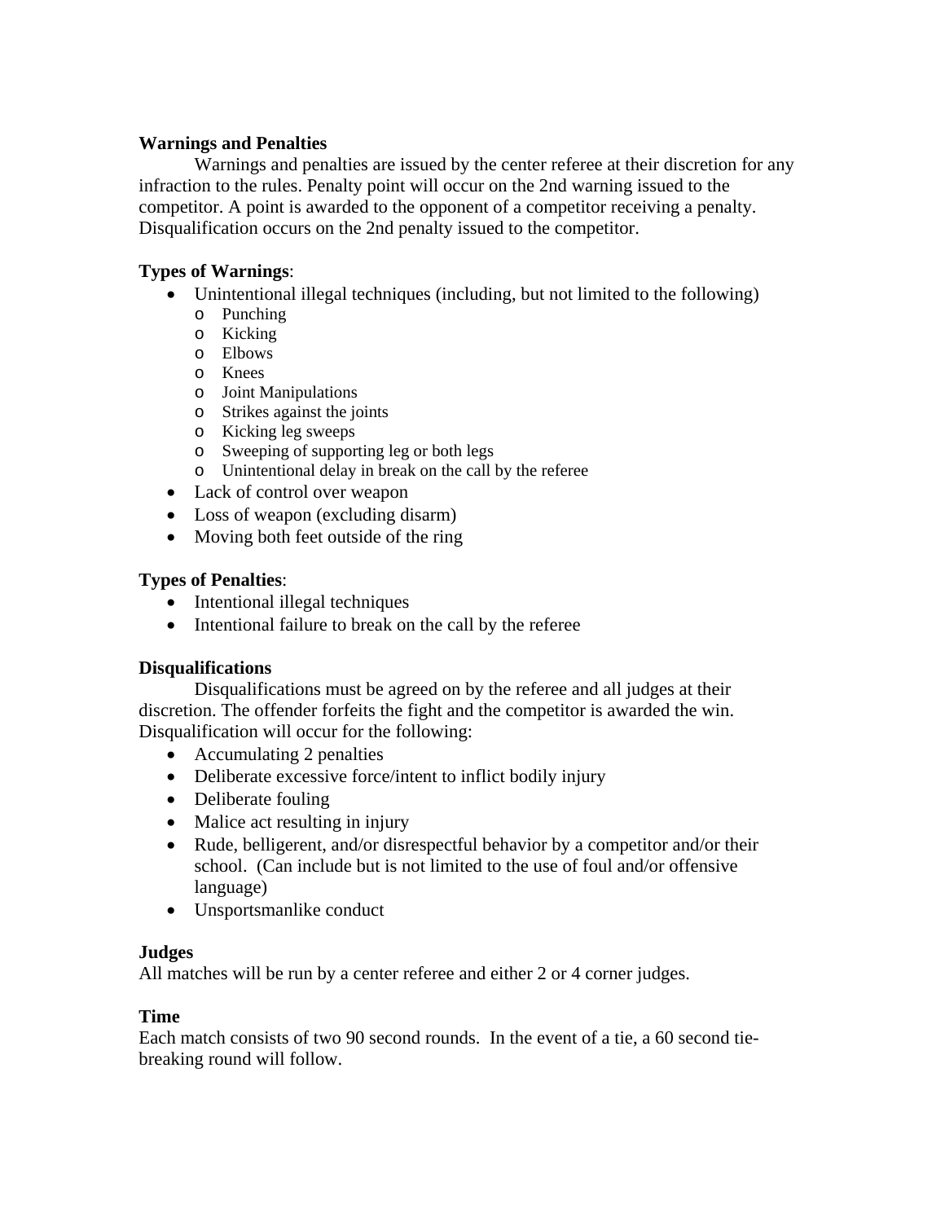**Warnings and Penalties**

Warnings and penalties are issued by the center referee at their discretion for any infraction to the rules. Penalty point will occur on the 2nd warning issued to the competitor. A point is awarded to the opponent of a competitor receiving a penalty. Disqualification occurs on the 2nd penalty issued to the competitor.

**Types of Warnings**:

- Unintentional illegal techniques (including, but not limited to the following)
  - Punching
  - Kicking
  - Elbows
  - Knees
  - Joint Manipulations
  - Strikes against the joints
  - Kicking leg sweeps
  - Sweeping of supporting leg or both legs
  - Unintentional delay in break on the call by the referee
- Lack of control over weapon
- Loss of weapon (excluding disarm)
- Moving both feet outside of the ring

**Types of Penalties**:

- Intentional illegal techniques
- Intentional failure to break on the call by the referee

**Disqualifications**

Disqualifications must be agreed on by the referee and all judges at their discretion. The offender forfeits the fight and the competitor is awarded the win. Disqualification will occur for the following:

- Accumulating 2 penalties
- Deliberate excessive force/intent to inflict bodily injury
- Deliberate fouling
- Malice act resulting in injury
- Rude, belligerent, and/or disrespectful behavior by a competitor and/or their school. (Can include but is not limited to the use of foul and/or offensive language)
- Unsportsmanlike conduct

**Judges**

All matches will be run by a center referee and either 2 or 4 corner judges.

**Time**

Each match consists of two 90 second rounds. In the event of a tie, a 60 second tie-breaking round will follow.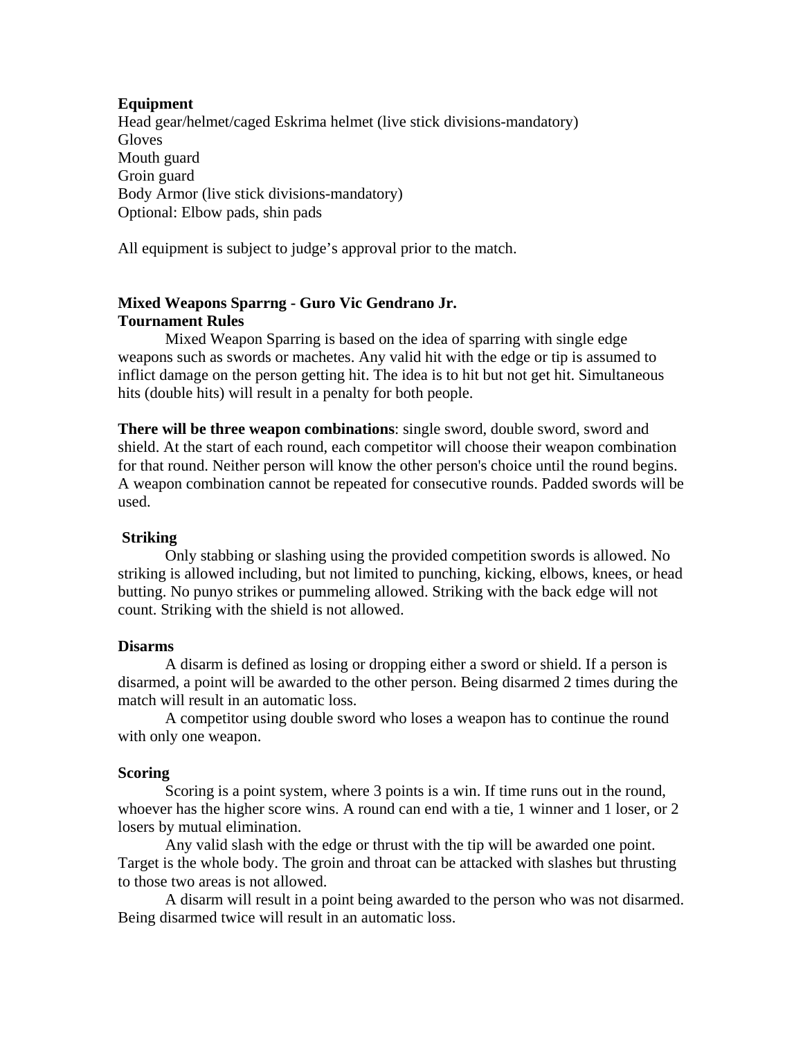**Equipment**

Head gear/helmet/caged Eskrima helmet (live stick divisions-mandatory)
Gloves
Mouth guard
Groin guard
Body Armor (live stick divisions-mandatory)
Optional: Elbow pads, shin pads

All equipment is subject to judge's approval prior to the match.

**Mixed Weapons Sparrng - Guro Vic Gendrano Jr.**
**Tournament Rules**

Mixed Weapon Sparring is based on the idea of sparring with single edge weapons such as swords or machetes. Any valid hit with the edge or tip is assumed to inflict damage on the person getting hit. The idea is to hit but not get hit. Simultaneous hits (double hits) will result in a penalty for both people.

**There will be three weapon combinations**: single sword, double sword, sword and shield. At the start of each round, each competitor will choose their weapon combination for that round. Neither person will know the other person's choice until the round begins. A weapon combination cannot be repeated for consecutive rounds. Padded swords will be used.

**Striking**

Only stabbing or slashing using the provided competition swords is allowed. No striking is allowed including, but not limited to punching, kicking, elbows, knees, or head butting. No punyo strikes or pummeling allowed. Striking with the back edge will not count. Striking with the shield is not allowed.

**Disarms**

A disarm is defined as losing or dropping either a sword or shield. If a person is disarmed, a point will be awarded to the other person. Being disarmed 2 times during the match will result in an automatic loss.

A competitor using double sword who loses a weapon has to continue the round with only one weapon.

**Scoring**

Scoring is a point system, where 3 points is a win. If time runs out in the round, whoever has the higher score wins. A round can end with a tie, 1 winner and 1 loser, or 2 losers by mutual elimination.

Any valid slash with the edge or thrust with the tip will be awarded one point. Target is the whole body. The groin and throat can be attacked with slashes but thrusting to those two areas is not allowed.

A disarm will result in a point being awarded to the person who was not disarmed. Being disarmed twice will result in an automatic loss.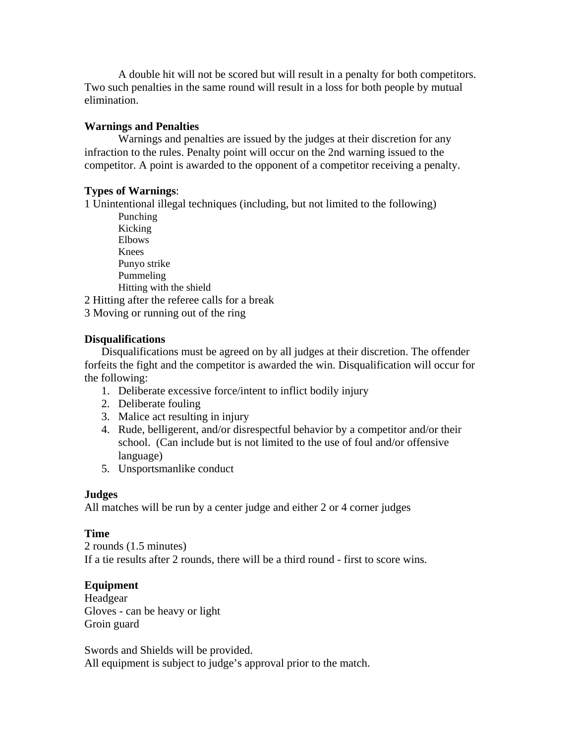A double hit will not be scored but will result in a penalty for both competitors. Two such penalties in the same round will result in a loss for both people by mutual elimination.

**Warnings and Penalties**

Warnings and penalties are issued by the judges at their discretion for any infraction to the rules. Penalty point will occur on the 2nd warning issued to the competitor. A point is awarded to the opponent of a competitor receiving a penalty.

**Types of Warnings**:

1 Unintentional illegal techniques (including, but not limited to the following)

- Punching
- Kicking
- Elbows
- Knees
- Punyo strike
- Pummeling
- Hitting with the shield

2 Hitting after the referee calls for a break

3 Moving or running out of the ring

**Disqualifications**

Disqualifications must be agreed on by all judges at their discretion. The offender forfeits the fight and the competitor is awarded the win. Disqualification will occur for the following:

1. Deliberate excessive force/intent to inflict bodily injury
2. Deliberate fouling
3. Malice act resulting in injury
4. Rude, belligerent, and/or disrespectful behavior by a competitor and/or their school. (Can include but is not limited to the use of foul and/or offensive language)
5. Unsportsmanlike conduct

**Judges**

All matches will be run by a center judge and either 2 or 4 corner judges

**Time**

2 rounds (1.5 minutes)

If a tie results after 2 rounds, there will be a third round - first to score wins.

**Equipment**

Headgear

Gloves - can be heavy or light

Groin guard

Swords and Shields will be provided.

All equipment is subject to judge's approval prior to the match.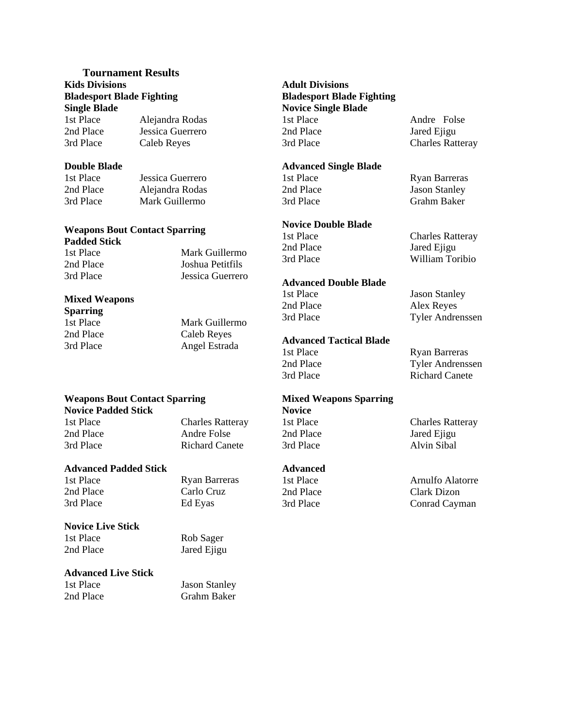## Tournament Results

### Kids Divisions

### Bladesport Blade Fighting

**Single Blade**

| | |
|---|---|
| 1st Place | Alejandra Rodas |
| 2nd Place | Jessica Guerrero |
| 3rd Place | Caleb Reyes |

**Double Blade**

| | |
|---|---|
| 1st Place | Jessica Guerrero |
| 2nd Place | Alejandra Rodas |
| 3rd Place | Mark Guillermo |

### Weapons Bout Contact Sparring

**Padded Stick**

| | |
|---|---|
| 1st Place | Mark Guillermo |
| 2nd Place | Joshua Petitfils |
| 3rd Place | Jessica Guerrero |

**Mixed Weapons Sparring**

| | |
|---|---|
| 1st Place | Mark Guillermo |
| 2nd Place | Caleb Reyes |
| 3rd Place | Angel Estrada |

### Weapons Bout Contact Sparring

**Novice Padded Stick**

| | |
|---|---|
| 1st Place | Charles Ratteray |
| 2nd Place | Andre Folse |
| 3rd Place | Richard Canete |

**Advanced Padded Stick**

| | |
|---|---|
| 1st Place | Ryan Barreras |
| 2nd Place | Carlo Cruz |
| 3rd Place | Ed Eyas |

**Novice Live Stick**

| | |
|---|---|
| 1st Place | Rob Sager |
| 2nd Place | Jared Ejigu |

**Advanced Live Stick**

| | |
|---|---|
| 1st Place | Jason Stanley |
| 2nd Place | Grahm Baker |

### Adult Divisions

### Bladesport Blade Fighting

**Novice Single Blade**

| | |
|---|---|
| 1st Place | Andre Folse |
| 2nd Place | Jared Ejigu |
| 3rd Place | Charles Ratteray |

**Advanced Single Blade**

| | |
|---|---|
| 1st Place | Ryan Barreras |
| 2nd Place | Jason Stanley |
| 3rd Place | Grahm Baker |

**Novice Double Blade**

| | |
|---|---|
| 1st Place | Charles Ratteray |
| 2nd Place | Jared Ejigu |
| 3rd Place | William Toribio |

**Advanced Double Blade**

| | |
|---|---|
| 1st Place | Jason Stanley |
| 2nd Place | Alex Reyes |
| 3rd Place | Tyler Andrenssen |

**Advanced Tactical Blade**

| | |
|---|---|
| 1st Place | Ryan Barreras |
| 2nd Place | Tyler Andrenssen |
| 3rd Place | Richard Canete |

### Mixed Weapons Sparring

**Novice**

| | |
|---|---|
| 1st Place | Charles Ratteray |
| 2nd Place | Jared Ejigu |
| 3rd Place | Alvin Sibal |

**Advanced**

| | |
|---|---|
| 1st Place | Arnulfo Alatorre |
| 2nd Place | Clark Dizon |
| 3rd Place | Conrad Cayman |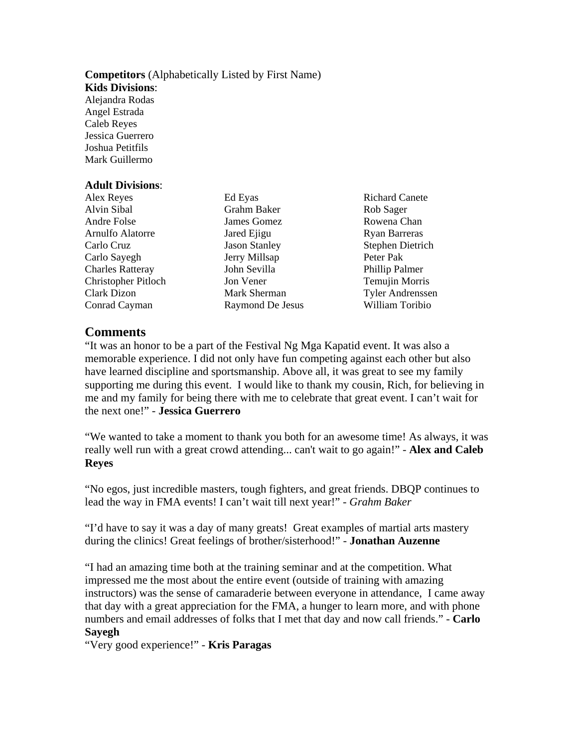**Competitors** (Alphabetically Listed by First Name)

**Kids Divisions**:

Alejandra Rodas
Angel Estrada
Caleb Reyes
Jessica Guerrero
Joshua Petitfils
Mark Guillermo

**Adult Divisions**:

Alex Reyes
Alvin Sibal
Andre Folse
Arnulfo Alatorre
Carlo Cruz
Carlo Sayegh
Charles Ratteray
Christopher Pitloch
Clark Dizon
Conrad Cayman
Ed Eyas
Grahm Baker
James Gomez
Jared Ejigu
Jason Stanley
Jerry Millsap
John Sevilla
Jon Vener
Mark Sherman
Raymond De Jesus
Richard Canete
Rob Sager
Rowena Chan
Ryan Barreras
Stephen Dietrich
Peter Pak
Phillip Palmer
Temujin Morris
Tyler Andrenssen
William Toribio

## Comments

"It was an honor to be a part of the Festival Ng Mga Kapatid event. It was also a memorable experience. I did not only have fun competing against each other but also have learned discipline and sportsmanship. Above all, it was great to see my family supporting me during this event. I would like to thank my cousin, Rich, for believing in me and my family for being there with me to celebrate that great event. I can't wait for the next one!" - **Jessica Guerrero**

"We wanted to take a moment to thank you both for an awesome time! As always, it was really well run with a great crowd attending... can't wait to go again!" - **Alex and Caleb Reyes**

"No egos, just incredible masters, tough fighters, and great friends. DBQP continues to lead the way in FMA events! I can't wait till next year!" - *Grahm Baker*

"I'd have to say it was a day of many greats! Great examples of martial arts mastery during the clinics! Great feelings of brother/sisterhood!" - **Jonathan Auzenne**

"I had an amazing time both at the training seminar and at the competition. What impressed me the most about the entire event (outside of training with amazing instructors) was the sense of camaraderie between everyone in attendance, I came away that day with a great appreciation for the FMA, a hunger to learn more, and with phone numbers and email addresses of folks that I met that day and now call friends." - **Carlo Sayegh**

"Very good experience!" - **Kris Paragas**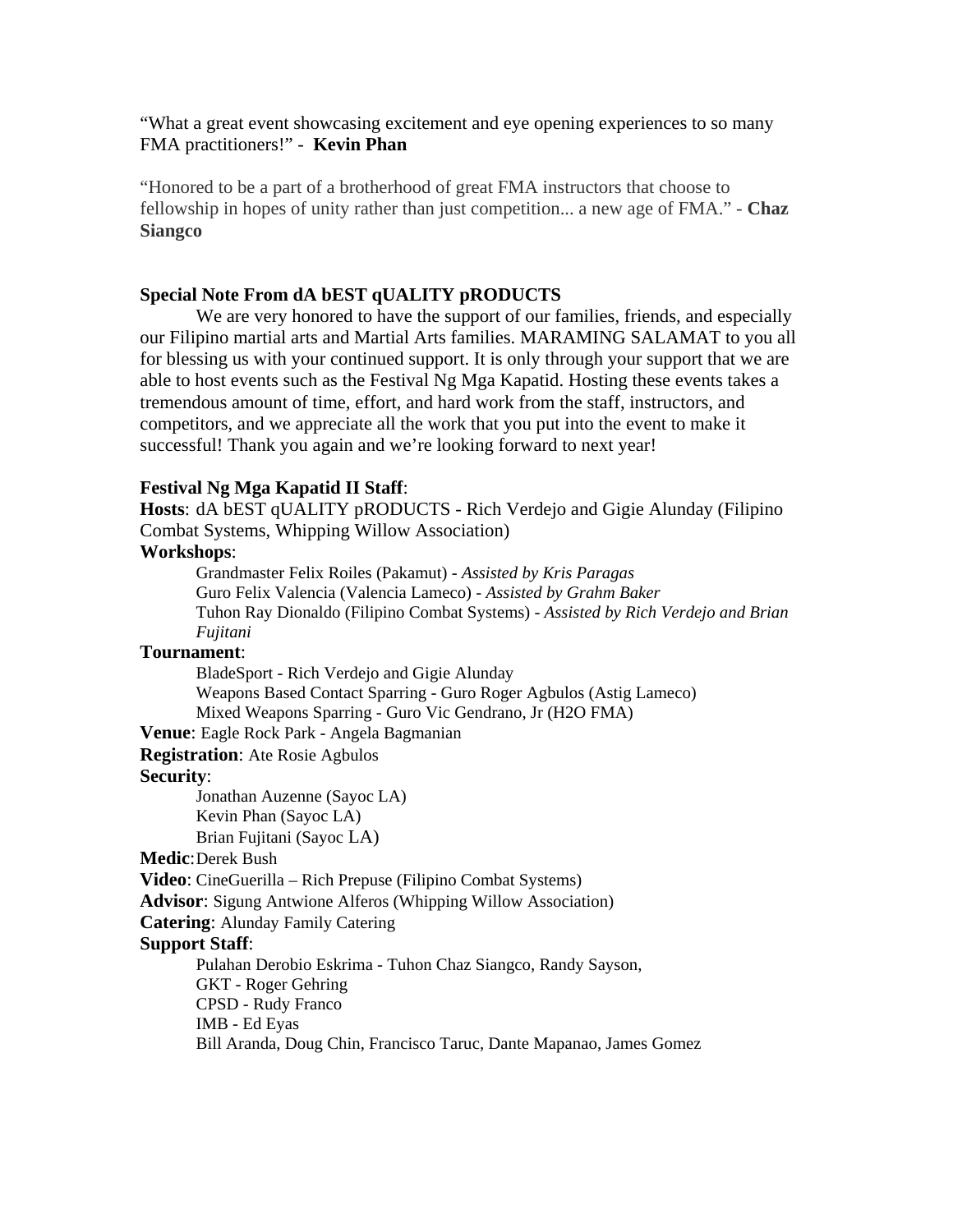"What a great event showcasing excitement and eye opening experiences to so many FMA practitioners!" - **Kevin Phan**

"Honored to be a part of a brotherhood of great FMA instructors that choose to fellowship in hopes of unity rather than just competition... a new age of FMA." - **Chaz Siangco**

**Special Note From dA bEST qUALITY pRODUCTS**

We are very honored to have the support of our families, friends, and especially our Filipino martial arts and Martial Arts families. MARAMING SALAMAT to you all for blessing us with your continued support. It is only through your support that we are able to host events such as the Festival Ng Mga Kapatid. Hosting these events takes a tremendous amount of time, effort, and hard work from the staff, instructors, and competitors, and we appreciate all the work that you put into the event to make it successful! Thank you again and we're looking forward to next year!

**Festival Ng Mga Kapatid II Staff**:

**Hosts**: dA bEST qUALITY pRODUCTS - Rich Verdejo and Gigie Alunday (Filipino Combat Systems, Whipping Willow Association)

**Workshops**:

- Grandmaster Felix Roiles (Pakamut) - *Assisted by Kris Paragas*
- Guro Felix Valencia (Valencia Lameco) - *Assisted by Grahm Baker*
- Tuhon Ray Dionaldo (Filipino Combat Systems) - *Assisted by Rich Verdejo and Brian Fujitani*

**Tournament**:

- BladeSport - Rich Verdejo and Gigie Alunday
- Weapons Based Contact Sparring - Guro Roger Agbulos (Astig Lameco)
- Mixed Weapons Sparring - Guro Vic Gendrano, Jr (H2O FMA)

**Venue**: Eagle Rock Park - Angela Bagmanian

**Registration**: Ate Rosie Agbulos

**Security**:

- Jonathan Auzenne (Sayoc LA)
- Kevin Phan (Sayoc LA)
- Brian Fujitani (Sayoc LA)

**Medic**: Derek Bush

**Video**: CineGuerilla – Rich Prepuse (Filipino Combat Systems)

**Advisor**: Sigung Antwione Alferos (Whipping Willow Association)

**Catering**: Alunday Family Catering

**Support Staff**:

- Pulahan Derobio Eskrima - Tuhon Chaz Siangco, Randy Sayson,
- GKT - Roger Gehring
- CPSD - Rudy Franco
- IMB - Ed Eyas
- Bill Aranda, Doug Chin, Francisco Taruc, Dante Mapanao, James Gomez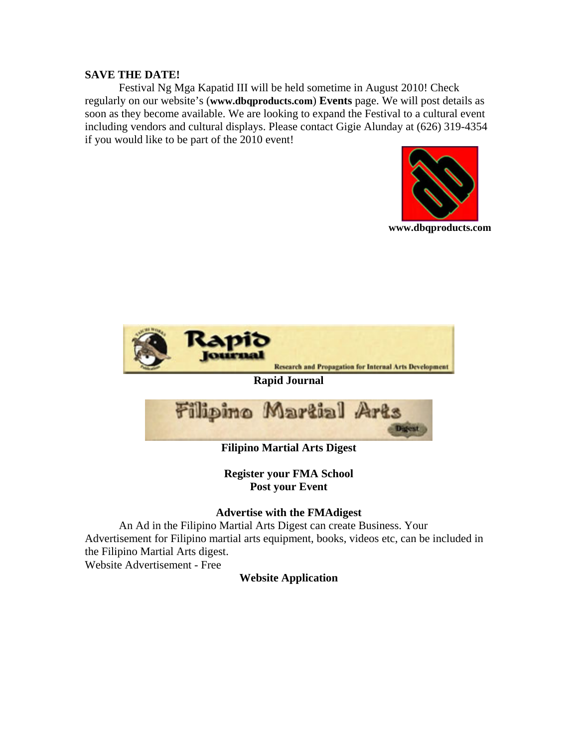**SAVE THE DATE!**

Festival Ng Mga Kapatid III will be held sometime in August 2010! Check regularly on our website's (**www.dbqproducts.com**) **Events** page. We will post details as soon as they become available. We are looking to expand the Festival to a cultural event including vendors and cultural displays. Please contact Gigie Alunday at (626) 319-4354 if you would like to be part of the 2010 event!

**www.dbqproducts.com**

**Rapid Journal**

**Filipino Martial Arts Digest**

**Register your FMA School**
**Post your Event**

**Advertise with the FMAdigest**

An Ad in the Filipino Martial Arts Digest can create Business. Your Advertisement for Filipino martial arts equipment, books, videos etc, can be included in the Filipino Martial Arts digest.

Website Advertisement - Free

**Website Application**